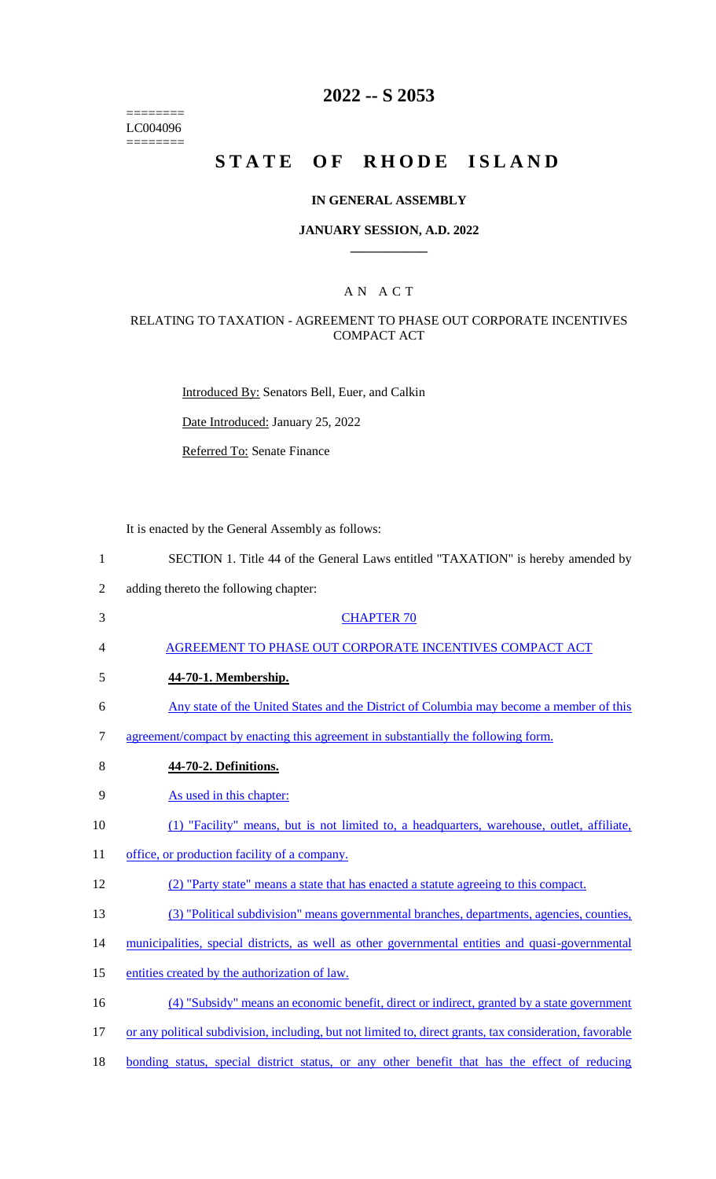========
LC004096
========

# 2022 -- S 2053

# STATE OF RHODE ISLAND

### IN GENERAL ASSEMBLY

### JANUARY SESSION, A.D. 2022

## A N A C T

### RELATING TO TAXATION - AGREEMENT TO PHASE OUT CORPORATE INCENTIVES COMPACT ACT

Introduced By: Senators Bell, Euer, and Calkin

Date Introduced: January 25, 2022

Referred To: Senate Finance

It is enacted by the General Assembly as follows:

1 SECTION 1. Title 44 of the General Laws entitled "TAXATION" is hereby amended by
2 adding thereto the following chapter:

3 CHAPTER 70

4 AGREEMENT TO PHASE OUT CORPORATE INCENTIVES COMPACT ACT

5 **44-70-1. Membership.**

6 Any state of the United States and the District of Columbia may become a member of this
7 agreement/compact by enacting this agreement in substantially the following form.

8 **44-70-2. Definitions.**

9 As used in this chapter:

10 (1) "Facility" means, but is not limited to, a headquarters, warehouse, outlet, affiliate,
11 office, or production facility of a company.

12 (2) "Party state" means a state that has enacted a statute agreeing to this compact.

13 (3) "Political subdivision" means governmental branches, departments, agencies, counties,
14 municipalities, special districts, as well as other governmental entities and quasi-governmental
15 entities created by the authorization of law.

16 (4) "Subsidy" means an economic benefit, direct or indirect, granted by a state government
17 or any political subdivision, including, but not limited to, direct grants, tax consideration, favorable
18 bonding status, special district status, or any other benefit that has the effect of reducing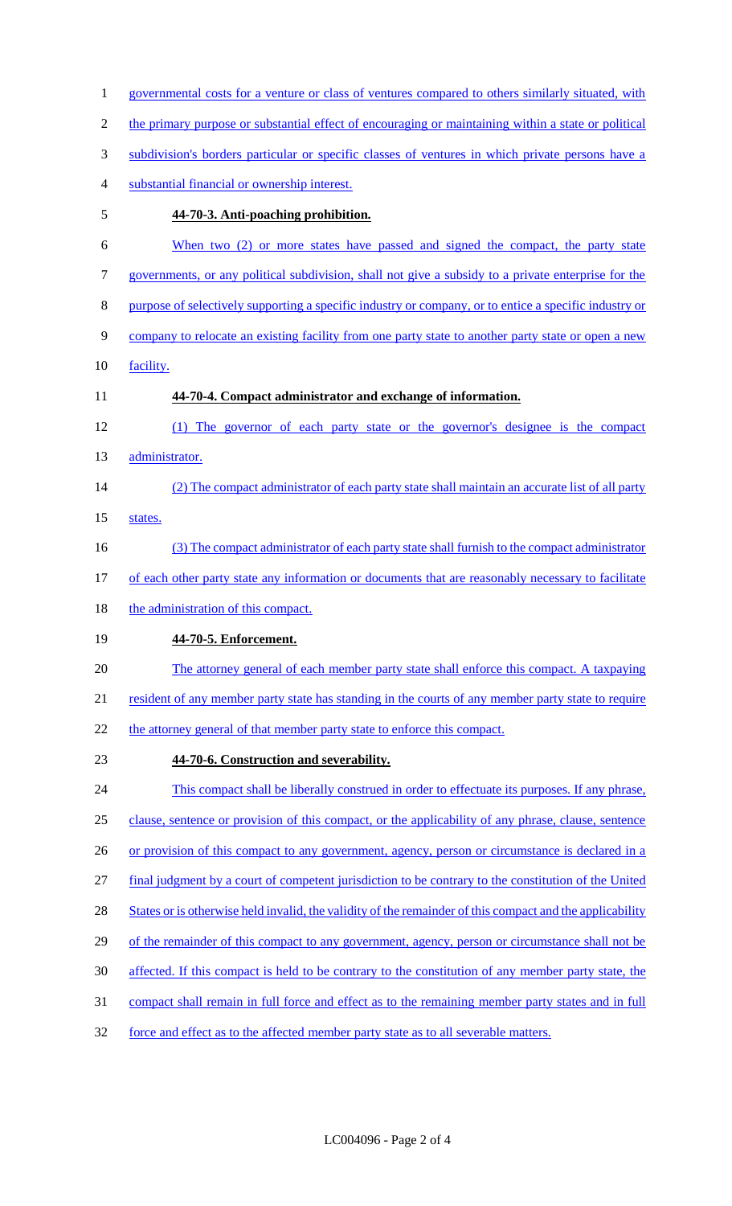governmental costs for a venture or class of ventures compared to others similarly situated, with the primary purpose or substantial effect of encouraging or maintaining within a state or political subdivision's borders particular or specific classes of ventures in which private persons have a substantial financial or ownership interest.

**44-70-3. Anti-poaching prohibition.**

When two (2) or more states have passed and signed the compact, the party state governments, or any political subdivision, shall not give a subsidy to a private enterprise for the purpose of selectively supporting a specific industry or company, or to entice a specific industry or company to relocate an existing facility from one party state to another party state or open a new facility.

**44-70-4. Compact administrator and exchange of information.**

(1) The governor of each party state or the governor's designee is the compact administrator.

(2) The compact administrator of each party state shall maintain an accurate list of all party states.

(3) The compact administrator of each party state shall furnish to the compact administrator of each other party state any information or documents that are reasonably necessary to facilitate the administration of this compact.

**44-70-5. Enforcement.**

The attorney general of each member party state shall enforce this compact. A taxpaying resident of any member party state has standing in the courts of any member party state to require the attorney general of that member party state to enforce this compact.

**44-70-6. Construction and severability.**

This compact shall be liberally construed in order to effectuate its purposes. If any phrase, clause, sentence or provision of this compact, or the applicability of any phrase, clause, sentence or provision of this compact to any government, agency, person or circumstance is declared in a final judgment by a court of competent jurisdiction to be contrary to the constitution of the United States or is otherwise held invalid, the validity of the remainder of this compact and the applicability of the remainder of this compact to any government, agency, person or circumstance shall not be affected. If this compact is held to be contrary to the constitution of any member party state, the compact shall remain in full force and effect as to the remaining member party states and in full force and effect as to the affected member party state as to all severable matters.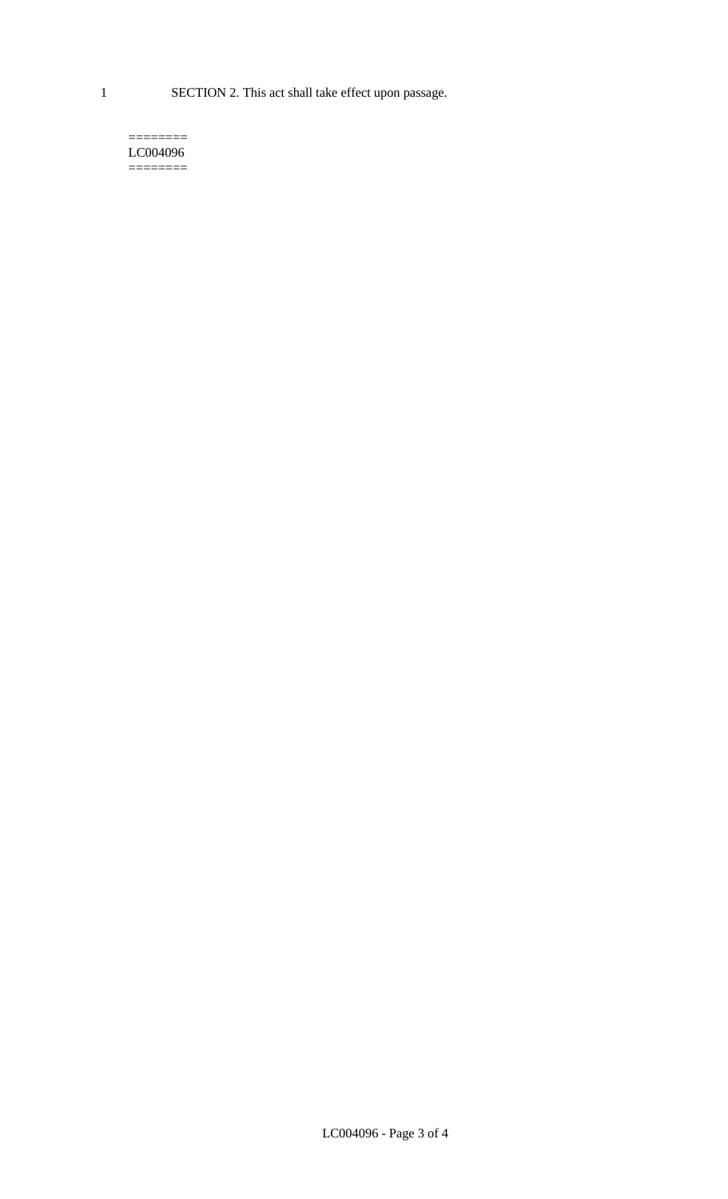SECTION 2. This act shall take effect upon passage.

========
LC004096
========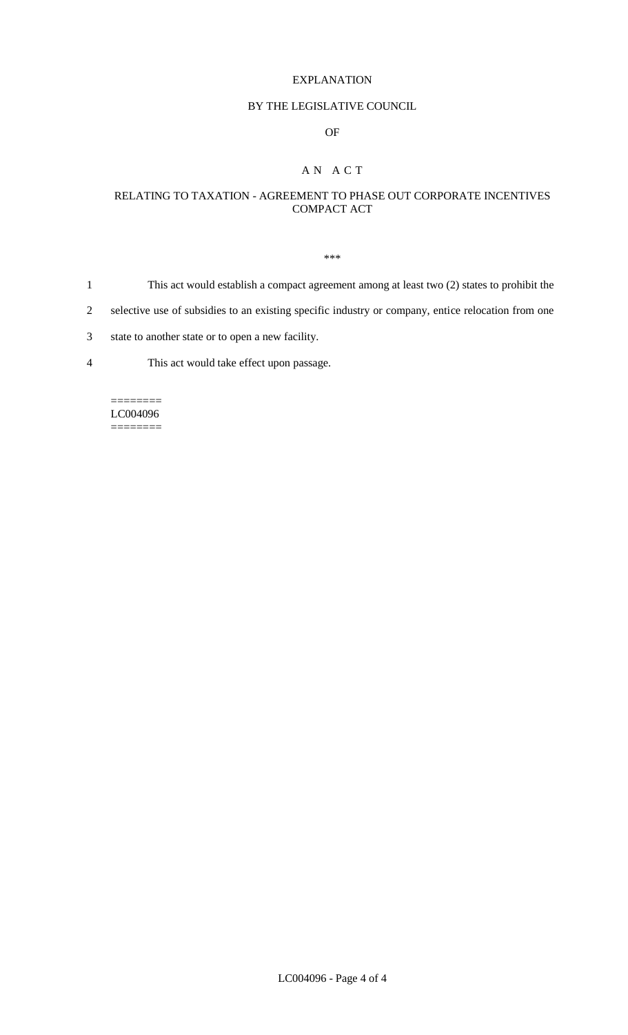EXPLANATION

BY THE LEGISLATIVE COUNCIL

OF

# A N A C T

RELATING TO TAXATION - AGREEMENT TO PHASE OUT CORPORATE INCENTIVES COMPACT ACT

\*\*\*

1 This act would establish a compact agreement among at least two (2) states to prohibit the

2 selective use of subsidies to an existing specific industry or company, entice relocation from one

3 state to another state or to open a new facility.

4 This act would take effect upon passage.

========
LC004096
========